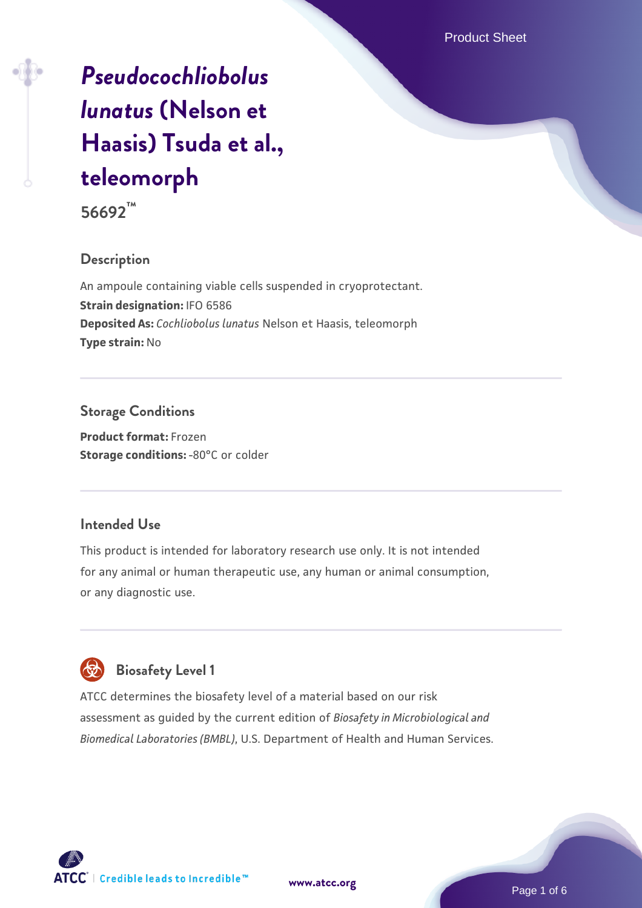# *Pseudocochliobolus lunatus* (Nelson et Haasis) Tsuda et al., teleomorph

**56692™**

## Description

An ampoule containing viable cells suspended in cryoprotectant.

**Strain designation:** IFO 6586

**Deposited As:** *Cochliobolus lunatus* Nelson et Haasis, teleomorph

**Type strain:** No

## Storage Conditions

**Product format:** Frozen

**Storage conditions:** -80°C or colder

## Intended Use

This product is intended for laboratory research use only. It is not intended for any animal or human therapeutic use, any human or animal consumption, or any diagnostic use.

## Biosafety Level 1

ATCC determines the biosafety level of a material based on our risk assessment as guided by the current edition of *Biosafety in Microbiological and Biomedical Laboratories (BMBL)*, U.S. Department of Health and Human Services.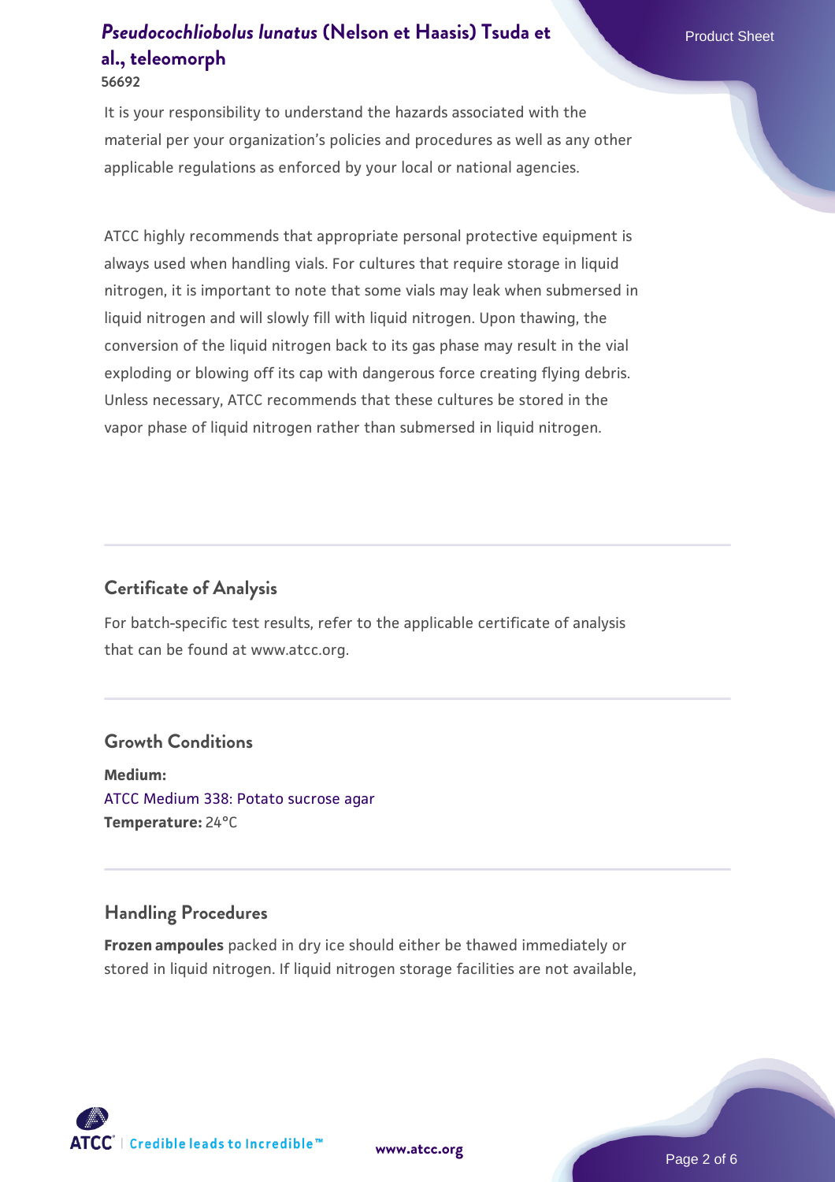It is your responsibility to understand the hazards associated with the material per your organization's policies and procedures as well as any other applicable regulations as enforced by your local or national agencies.

ATCC highly recommends that appropriate personal protective equipment is always used when handling vials. For cultures that require storage in liquid nitrogen, it is important to note that some vials may leak when submersed in liquid nitrogen and will slowly fill with liquid nitrogen. Upon thawing, the conversion of the liquid nitrogen back to its gas phase may result in the vial exploding or blowing off its cap with dangerous force creating flying debris. Unless necessary, ATCC recommends that these cultures be stored in the vapor phase of liquid nitrogen rather than submersed in liquid nitrogen.

## Certificate of Analysis

For batch-specific test results, refer to the applicable certificate of analysis that can be found at www.atcc.org.

## Growth Conditions

**Medium:**
ATCC Medium 338: Potato sucrose agar
**Temperature:** 24°C

## Handling Procedures

**Frozen ampoules** packed in dry ice should either be thawed immediately or stored in liquid nitrogen. If liquid nitrogen storage facilities are not available,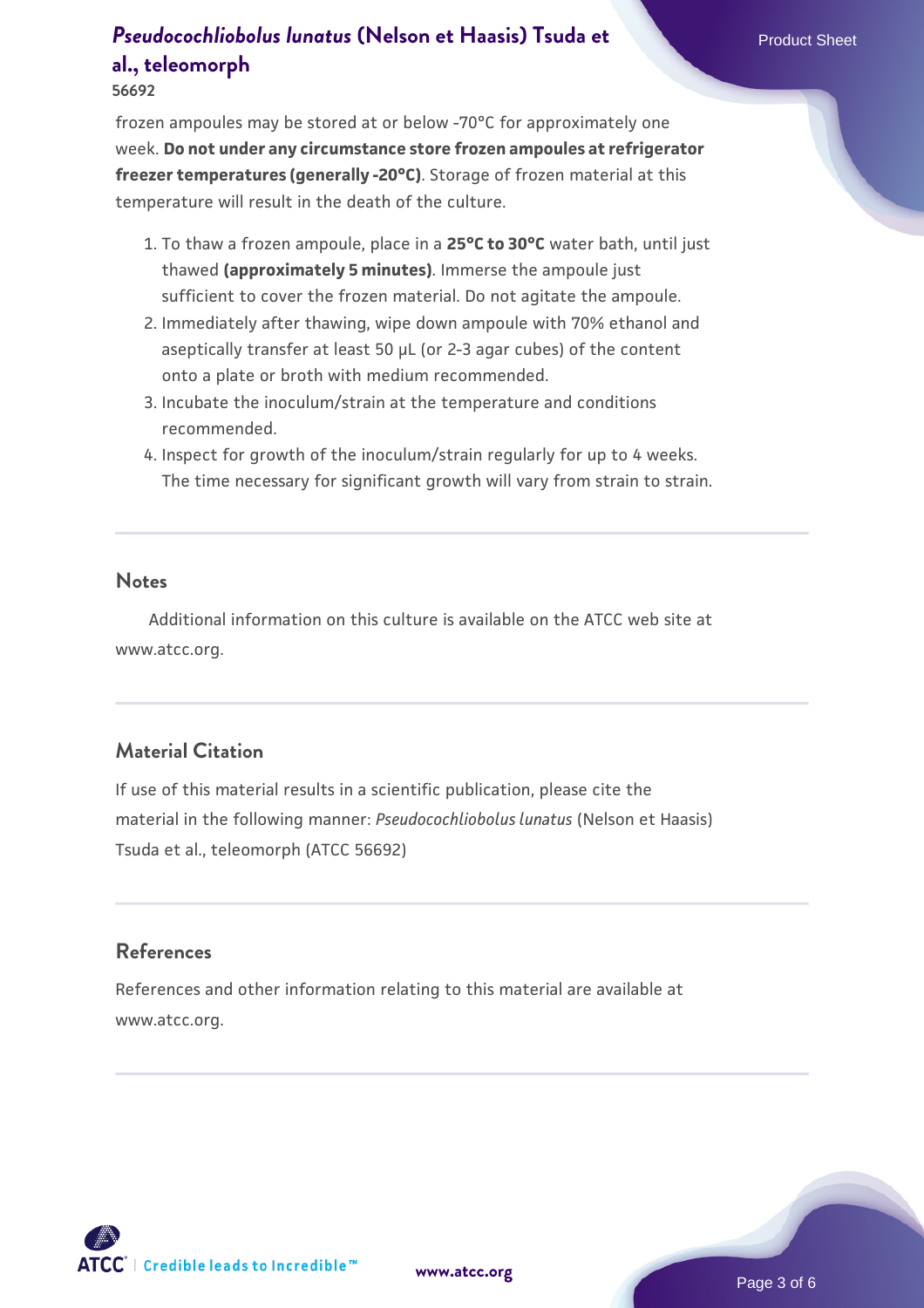frozen ampoules may be stored at or below -70°C for approximately one week. **Do not under any circumstance store frozen ampoules at refrigerator freezer temperatures (generally -20°C)**. Storage of frozen material at this temperature will result in the death of the culture.

1. To thaw a frozen ampoule, place in a **25°C to 30°C** water bath, until just thawed **(approximately 5 minutes)**. Immerse the ampoule just sufficient to cover the frozen material. Do not agitate the ampoule.
2. Immediately after thawing, wipe down ampoule with 70% ethanol and aseptically transfer at least 50 µL (or 2-3 agar cubes) of the content onto a plate or broth with medium recommended.
3. Incubate the inoculum/strain at the temperature and conditions recommended.
4. Inspect for growth of the inoculum/strain regularly for up to 4 weeks. The time necessary for significant growth will vary from strain to strain.

## Notes

Additional information on this culture is available on the ATCC web site at www.atcc.org.

## Material Citation

If use of this material results in a scientific publication, please cite the material in the following manner: *Pseudocochliobolus lunatus* (Nelson et Haasis) Tsuda et al., teleomorph (ATCC 56692)

## References

References and other information relating to this material are available at www.atcc.org.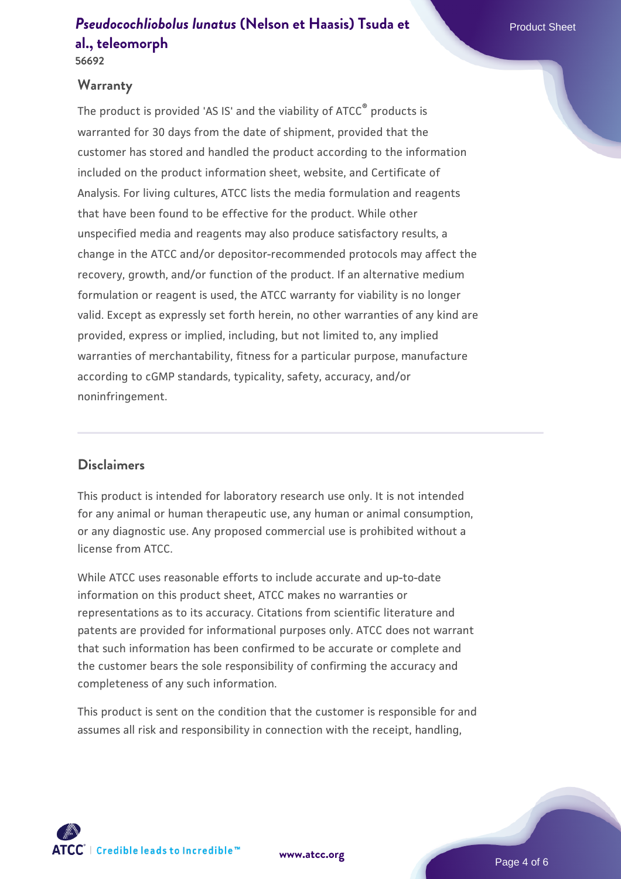## Warranty

The product is provided 'AS IS' and the viability of ATCC® products is warranted for 30 days from the date of shipment, provided that the customer has stored and handled the product according to the information included on the product information sheet, website, and Certificate of Analysis. For living cultures, ATCC lists the media formulation and reagents that have been found to be effective for the product. While other unspecified media and reagents may also produce satisfactory results, a change in the ATCC and/or depositor-recommended protocols may affect the recovery, growth, and/or function of the product. If an alternative medium formulation or reagent is used, the ATCC warranty for viability is no longer valid. Except as expressly set forth herein, no other warranties of any kind are provided, express or implied, including, but not limited to, any implied warranties of merchantability, fitness for a particular purpose, manufacture according to cGMP standards, typicality, safety, accuracy, and/or noninfringement.

## Disclaimers

This product is intended for laboratory research use only. It is not intended for any animal or human therapeutic use, any human or animal consumption, or any diagnostic use. Any proposed commercial use is prohibited without a license from ATCC.

While ATCC uses reasonable efforts to include accurate and up-to-date information on this product sheet, ATCC makes no warranties or representations as to its accuracy. Citations from scientific literature and patents are provided for informational purposes only. ATCC does not warrant that such information has been confirmed to be accurate or complete and the customer bears the sole responsibility of confirming the accuracy and completeness of any such information.

This product is sent on the condition that the customer is responsible for and assumes all risk and responsibility in connection with the receipt, handling,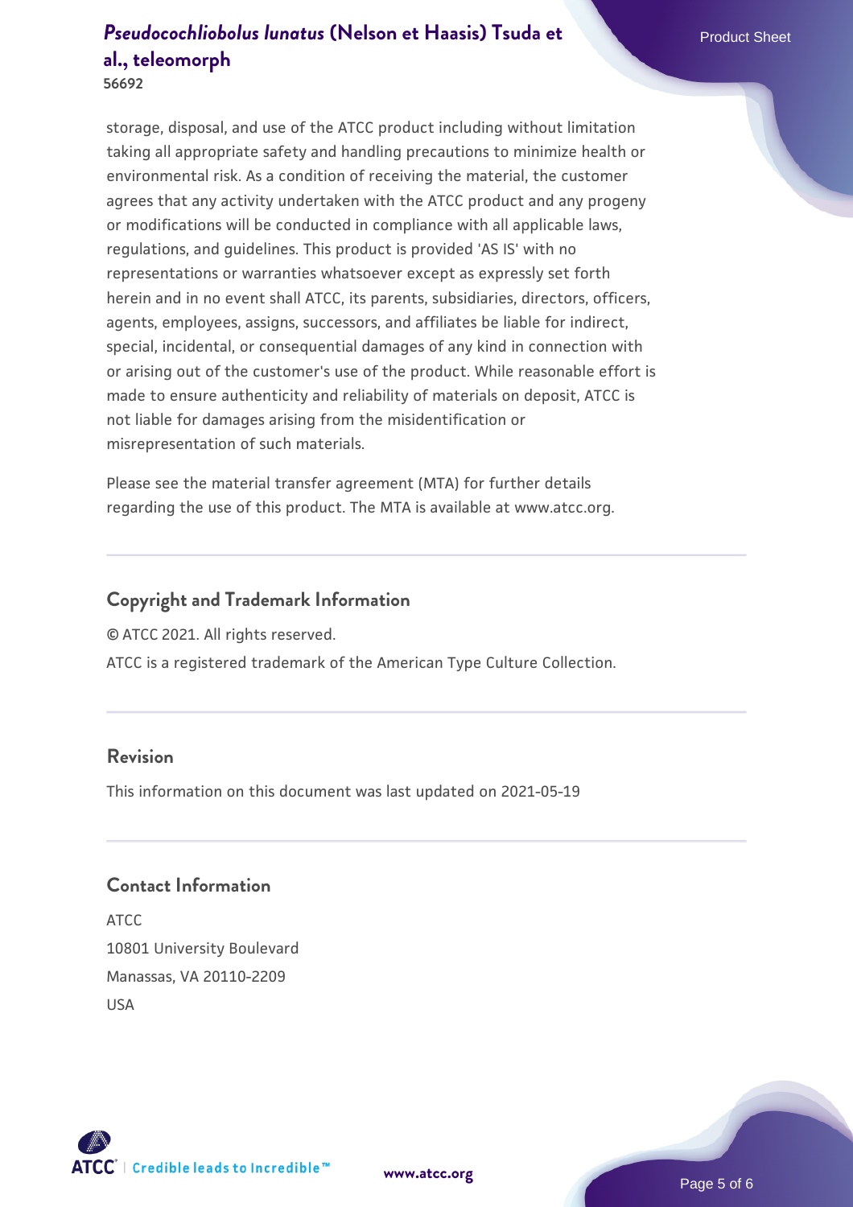storage, disposal, and use of the ATCC product including without limitation taking all appropriate safety and handling precautions to minimize health or environmental risk. As a condition of receiving the material, the customer agrees that any activity undertaken with the ATCC product and any progeny or modifications will be conducted in compliance with all applicable laws, regulations, and guidelines. This product is provided 'AS IS' with no representations or warranties whatsoever except as expressly set forth herein and in no event shall ATCC, its parents, subsidiaries, directors, officers, agents, employees, assigns, successors, and affiliates be liable for indirect, special, incidental, or consequential damages of any kind in connection with or arising out of the customer's use of the product. While reasonable effort is made to ensure authenticity and reliability of materials on deposit, ATCC is not liable for damages arising from the misidentification or misrepresentation of such materials.

Please see the material transfer agreement (MTA) for further details regarding the use of this product. The MTA is available at www.atcc.org.

## Copyright and Trademark Information

© ATCC 2021. All rights reserved.

ATCC is a registered trademark of the American Type Culture Collection.

## Revision

This information on this document was last updated on 2021-05-19

## Contact Information

ATCC
10801 University Boulevard
Manassas, VA 20110-2209
USA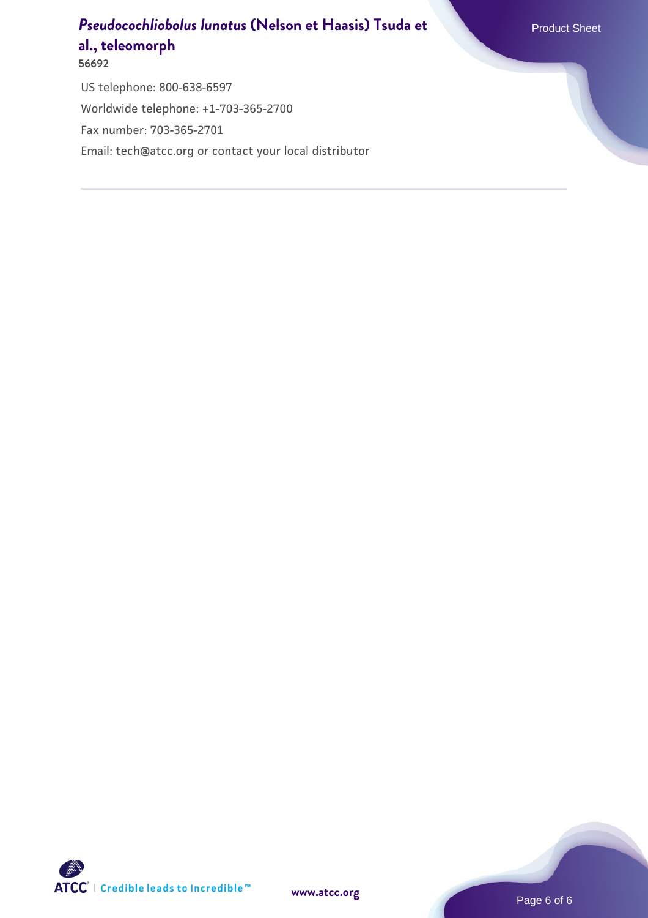US telephone: 800-638-6597

Worldwide telephone: +1-703-365-2700

Fax number: 703-365-2701

Email: tech@atcc.org or contact your local distributor